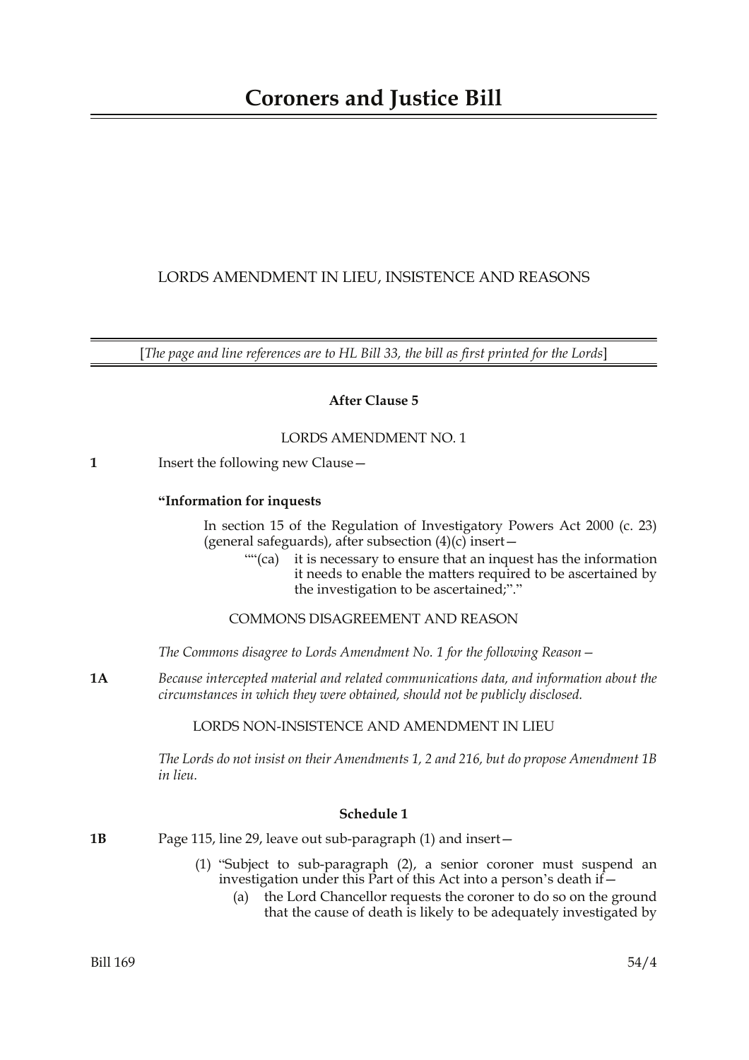# Coroners and Justice Bill

LORDS AMENDMENT IN LIEU, INSISTENCE AND REASONS

[*The page and line references are to HL Bill 33, the bill as first printed for the Lords*]

### After Clause 5

LORDS AMENDMENT NO. 1

**1** Insert the following new Clause—

**"Information for inquests**

In section 15 of the Regulation of Investigatory Powers Act 2000 (c. 23) (general safeguards), after subsection (4)(c) insert—

""(ca) it is necessary to ensure that an inquest has the information it needs to enable the matters required to be ascertained by the investigation to be ascertained;"."

COMMONS DISAGREEMENT AND REASON

*The Commons disagree to Lords Amendment No. 1 for the following Reason—*

**1A** *Because intercepted material and related communications data, and information about the circumstances in which they were obtained, should not be publicly disclosed.*

LORDS NON-INSISTENCE AND AMENDMENT IN LIEU

*The Lords do not insist on their Amendments 1, 2 and 216, but do propose Amendment 1B in lieu.*

### Schedule 1

**1B** Page 115, line 29, leave out sub-paragraph (1) and insert—

(1) "Subject to sub-paragraph (2), a senior coroner must suspend an investigation under this Part of this Act into a person's death if—

(a) the Lord Chancellor requests the coroner to do so on the ground that the cause of death is likely to be adequately investigated by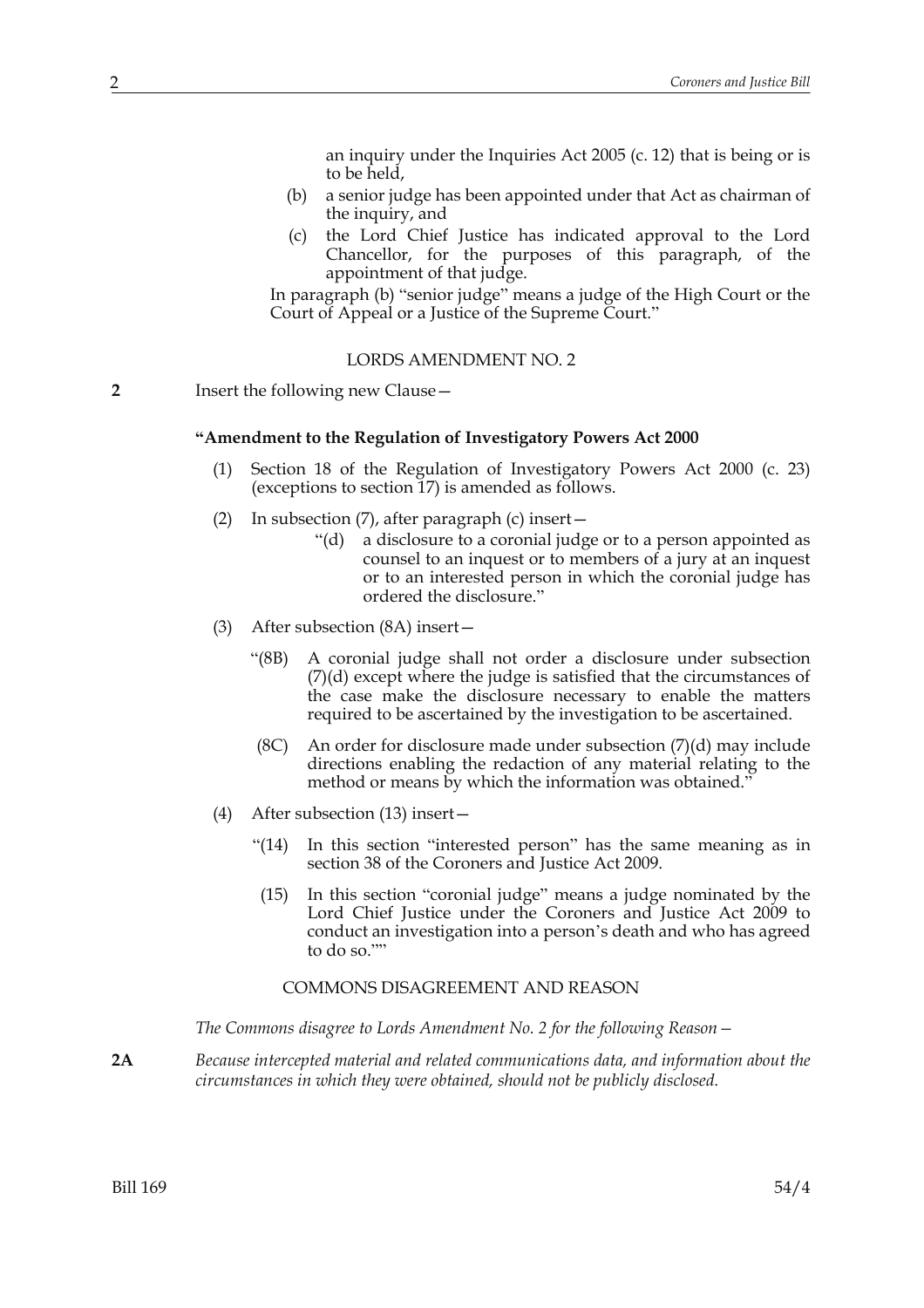an inquiry under the Inquiries Act 2005 (c. 12) that is being or is to be held,

(b) a senior judge has been appointed under that Act as chairman of the inquiry, and

(c) the Lord Chief Justice has indicated approval to the Lord Chancellor, for the purposes of this paragraph, of the appointment of that judge.

In paragraph (b) "senior judge" means a judge of the High Court or the Court of Appeal or a Justice of the Supreme Court."

## LORDS AMENDMENT NO. 2

**2** Insert the following new Clause—

**"Amendment to the Regulation of Investigatory Powers Act 2000**

(1) Section 18 of the Regulation of Investigatory Powers Act 2000 (c. 23) (exceptions to section 17) is amended as follows.

(2) In subsection (7), after paragraph (c) insert—

"(d) a disclosure to a coronial judge or to a person appointed as counsel to an inquest or to members of a jury at an inquest or to an interested person in which the coronial judge has ordered the disclosure."

(3) After subsection (8A) insert—

"(8B) A coronial judge shall not order a disclosure under subsection (7)(d) except where the judge is satisfied that the circumstances of the case make the disclosure necessary to enable the matters required to be ascertained by the investigation to be ascertained.

(8C) An order for disclosure made under subsection (7)(d) may include directions enabling the redaction of any material relating to the method or means by which the information was obtained."

(4) After subsection (13) insert—

"(14) In this section "interested person" has the same meaning as in section 38 of the Coroners and Justice Act 2009.

(15) In this section "coronial judge" means a judge nominated by the Lord Chief Justice under the Coroners and Justice Act 2009 to conduct an investigation into a person's death and who has agreed to do so.""

## COMMONS DISAGREEMENT AND REASON

*The Commons disagree to Lords Amendment No. 2 for the following Reason—*

**2A** *Because intercepted material and related communications data, and information about the circumstances in which they were obtained, should not be publicly disclosed.*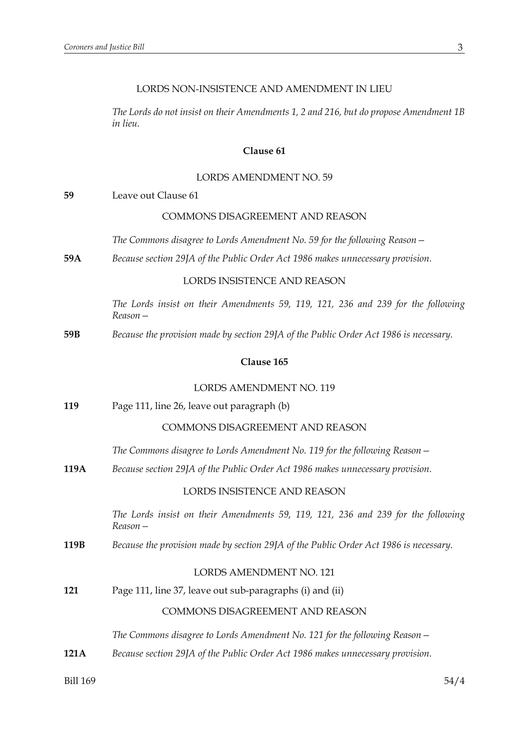LORDS NON-INSISTENCE AND AMENDMENT IN LIEU

*The Lords do not insist on their Amendments 1, 2 and 216, but do propose Amendment 1B in lieu.*

**Clause 61**

LORDS AMENDMENT NO. 59

**59** Leave out Clause 61

COMMONS DISAGREEMENT AND REASON

*The Commons disagree to Lords Amendment No. 59 for the following Reason—*

**59A** *Because section 29JA of the Public Order Act 1986 makes unnecessary provision.*

LORDS INSISTENCE AND REASON

*The Lords insist on their Amendments 59, 119, 121, 236 and 239 for the following Reason—*

**59B** *Because the provision made by section 29JA of the Public Order Act 1986 is necessary.*

**Clause 165**

LORDS AMENDMENT NO. 119

**119** Page 111, line 26, leave out paragraph (b)

COMMONS DISAGREEMENT AND REASON

*The Commons disagree to Lords Amendment No. 119 for the following Reason—*

**119A** *Because section 29JA of the Public Order Act 1986 makes unnecessary provision.*

LORDS INSISTENCE AND REASON

*The Lords insist on their Amendments 59, 119, 121, 236 and 239 for the following Reason—*

**119B** *Because the provision made by section 29JA of the Public Order Act 1986 is necessary.*

LORDS AMENDMENT NO. 121

**121** Page 111, line 37, leave out sub-paragraphs (i) and (ii)

COMMONS DISAGREEMENT AND REASON

*The Commons disagree to Lords Amendment No. 121 for the following Reason—*

**121A** *Because section 29JA of the Public Order Act 1986 makes unnecessary provision.*

Bill 169 54/4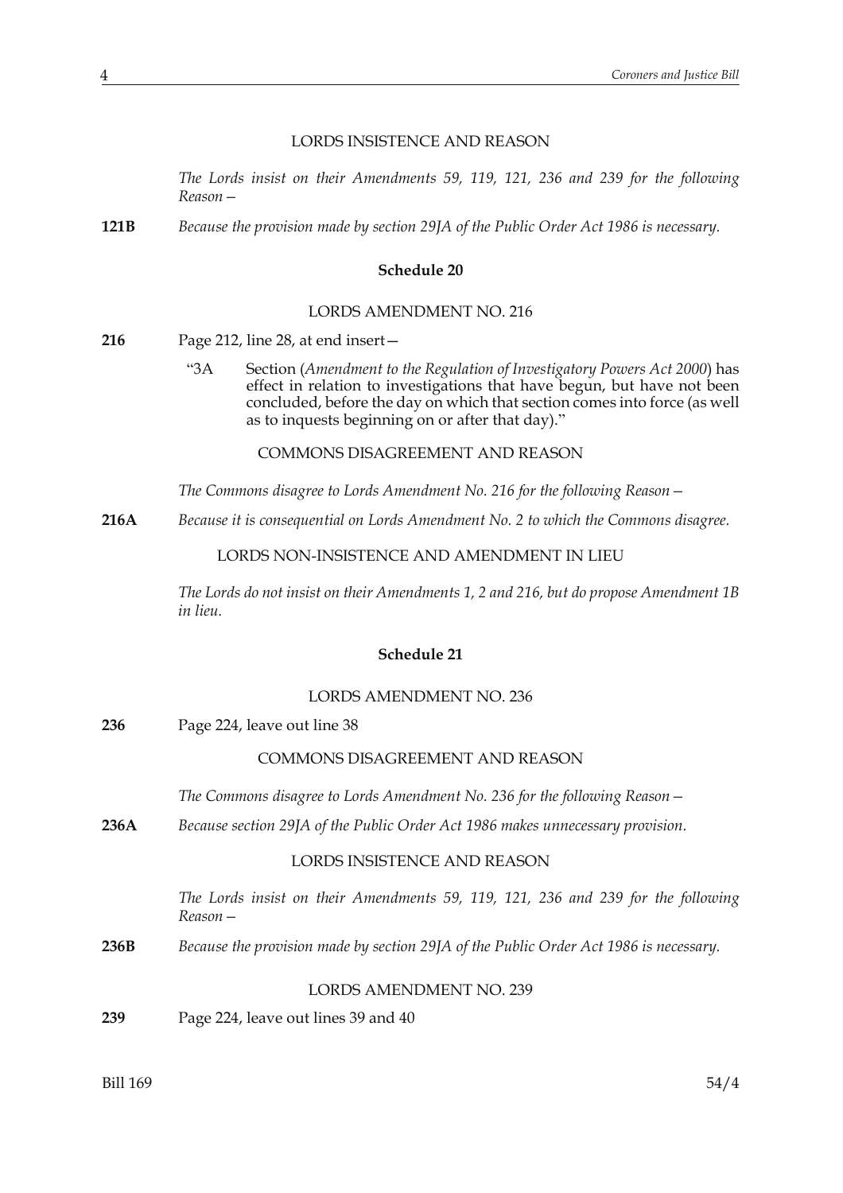LORDS INSISTENCE AND REASON

*The Lords insist on their Amendments 59, 119, 121, 236 and 239 for the following Reason—*

**121B** *Because the provision made by section 29JA of the Public Order Act 1986 is necessary.*

### Schedule 20

LORDS AMENDMENT NO. 216

**216** Page 212, line 28, at end insert—

"3A Section (*Amendment to the Regulation of Investigatory Powers Act 2000*) has effect in relation to investigations that have begun, but have not been concluded, before the day on which that section comes into force (as well as to inquests beginning on or after that day)."

COMMONS DISAGREEMENT AND REASON

*The Commons disagree to Lords Amendment No. 216 for the following Reason—*

**216A** *Because it is consequential on Lords Amendment No. 2 to which the Commons disagree.*

LORDS NON-INSISTENCE AND AMENDMENT IN LIEU

*The Lords do not insist on their Amendments 1, 2 and 216, but do propose Amendment 1B in lieu.*

### Schedule 21

LORDS AMENDMENT NO. 236

**236** Page 224, leave out line 38

COMMONS DISAGREEMENT AND REASON

*The Commons disagree to Lords Amendment No. 236 for the following Reason—*

**236A** *Because section 29JA of the Public Order Act 1986 makes unnecessary provision.*

LORDS INSISTENCE AND REASON

*The Lords insist on their Amendments 59, 119, 121, 236 and 239 for the following Reason—*

**236B** *Because the provision made by section 29JA of the Public Order Act 1986 is necessary.*

LORDS AMENDMENT NO. 239

**239** Page 224, leave out lines 39 and 40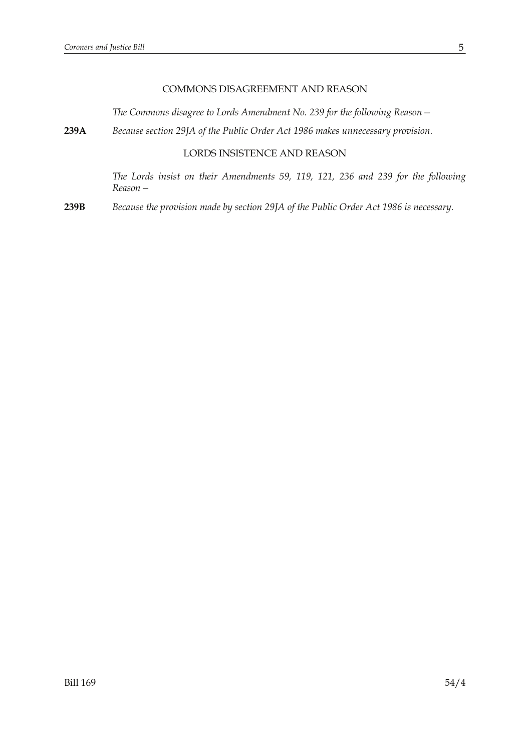## COMMONS DISAGREEMENT AND REASON

*The Commons disagree to Lords Amendment No. 239 for the following Reason—*

**239A** *Because section 29JA of the Public Order Act 1986 makes unnecessary provision.*

## LORDS INSISTENCE AND REASON

*The Lords insist on their Amendments 59, 119, 121, 236 and 239 for the following Reason—*

**239B** *Because the provision made by section 29JA of the Public Order Act 1986 is necessary.*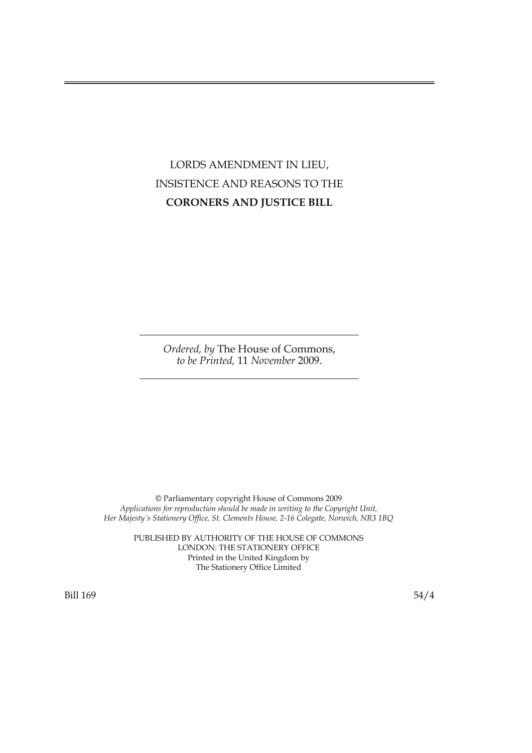LORDS AMENDMENT IN LIEU,
INSISTENCE AND REASONS TO THE
**CORONERS AND JUSTICE BILL**

---

*Ordered, by* The House of Commons,
*to be Printed,* 11 *November* 2009.

---

© Parliamentary copyright House of Commons 2009
*Applications for reproduction should be made in writing to the Copyright Unit, Her Majesty's Stationery Office, St. Clements House, 2-16 Colegate, Norwich, NR3 1BQ*

PUBLISHED BY AUTHORITY OF THE HOUSE OF COMMONS
LONDON: THE STATIONERY OFFICE
Printed in the United Kingdom by
The Stationery Office Limited

Bill 169 54/4